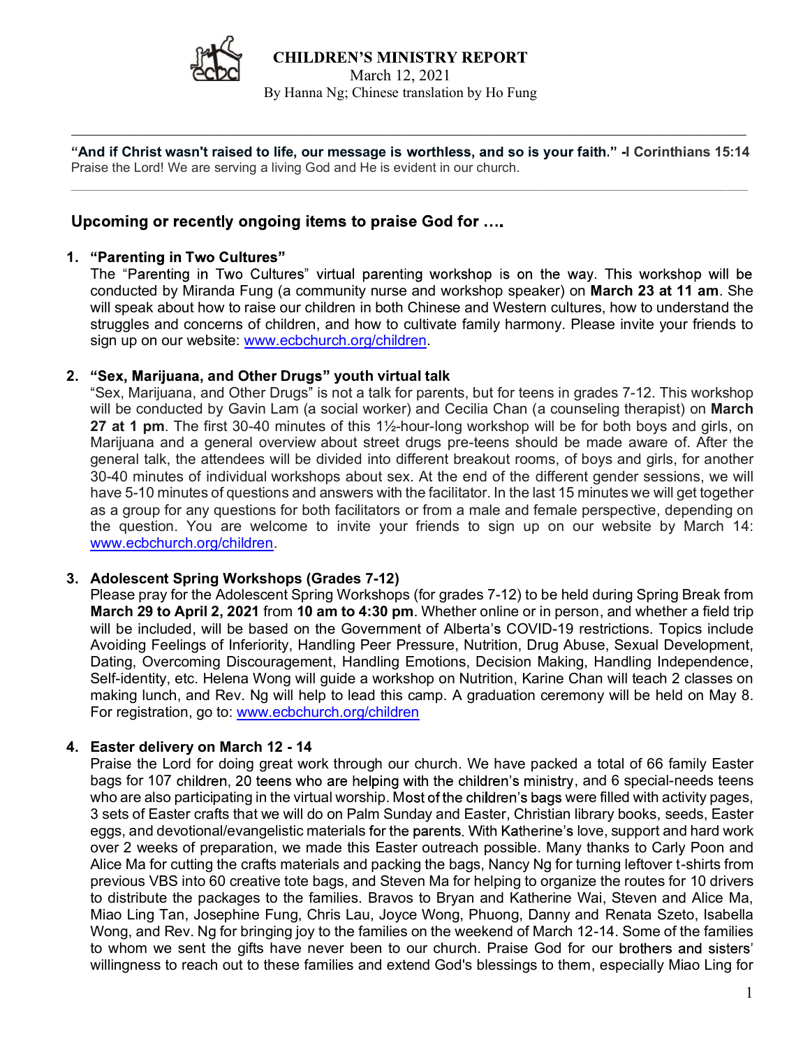# CHILDREN'S MINISTRY REPORT

March 12, 2021

By Hanna Ng; Chinese translation by Ho Fung

---

**"And if Christ wasn't raised to life, our message is worthless, and so is your faith." -I Corinthians 15:14**

Praise the Lord! We are serving a living God and He is evident in our church.

---

## Upcoming or recently ongoing items to praise God for ….

1. **"Parenting in Two Cultures"**
   The "Parenting in Two Cultures" virtual parenting workshop is on the way. This workshop will be conducted by Miranda Fung (a community nurse and workshop speaker) on **March 23 at 11 am**. She will speak about how to raise our children in both Chinese and Western cultures, how to understand the struggles and concerns of children, and how to cultivate family harmony. Please invite your friends to sign up on our website: www.ecbchurch.org/children.

2. **"Sex, Marijuana, and Other Drugs" youth virtual talk**
   "Sex, Marijuana, and Other Drugs" is not a talk for parents, but for teens in grades 7-12. This workshop will be conducted by Gavin Lam (a social worker) and Cecilia Chan (a counseling therapist) on **March 27 at 1 pm**. The first 30-40 minutes of this 1½-hour-long workshop will be for both boys and girls, on Marijuana and a general overview about street drugs pre-teens should be made aware of. After the general talk, the attendees will be divided into different breakout rooms, of boys and girls, for another 30-40 minutes of individual workshops about sex. At the end of the different gender sessions, we will have 5-10 minutes of questions and answers with the facilitator. In the last 15 minutes we will get together as a group for any questions for both facilitators or from a male and female perspective, depending on the question. You are welcome to invite your friends to sign up on our website by March 14: www.ecbchurch.org/children.

3. **Adolescent Spring Workshops (Grades 7-12)**
   Please pray for the Adolescent Spring Workshops (for grades 7-12) to be held during Spring Break from **March 29 to April 2, 2021** from **10 am to 4:30 pm**. Whether online or in person, and whether a field trip will be included, will be based on the Government of Alberta's COVID-19 restrictions. Topics include Avoiding Feelings of Inferiority, Handling Peer Pressure, Nutrition, Drug Abuse, Sexual Development, Dating, Overcoming Discouragement, Handling Emotions, Decision Making, Handling Independence, Self-identity, etc. Helena Wong will guide a workshop on Nutrition, Karine Chan will teach 2 classes on making lunch, and Rev. Ng will help to lead this camp. A graduation ceremony will be held on May 8. For registration, go to: www.ecbchurch.org/children

4. **Easter delivery on March 12 - 14**
   Praise the Lord for doing great work through our church. We have packed a total of 66 family Easter bags for 107 children, 20 teens who are helping with the children's ministry, and 6 special-needs teens who are also participating in the virtual worship. Most of the children's bags were filled with activity pages, 3 sets of Easter crafts that we will do on Palm Sunday and Easter, Christian library books, seeds, Easter eggs, and devotional/evangelistic materials for the parents. With Katherine's love, support and hard work over 2 weeks of preparation, we made this Easter outreach possible. Many thanks to Carly Poon and Alice Ma for cutting the crafts materials and packing the bags, Nancy Ng for turning leftover t-shirts from previous VBS into 60 creative tote bags, and Steven Ma for helping to organize the routes for 10 drivers to distribute the packages to the families. Bravos to Bryan and Katherine Wai, Steven and Alice Ma, Miao Ling Tan, Josephine Fung, Chris Lau, Joyce Wong, Phuong, Danny and Renata Szeto, Isabella Wong, and Rev. Ng for bringing joy to the families on the weekend of March 12-14. Some of the families to whom we sent the gifts have never been to our church. Praise God for our brothers and sisters' willingness to reach out to these families and extend God's blessings to them, especially Miao Ling for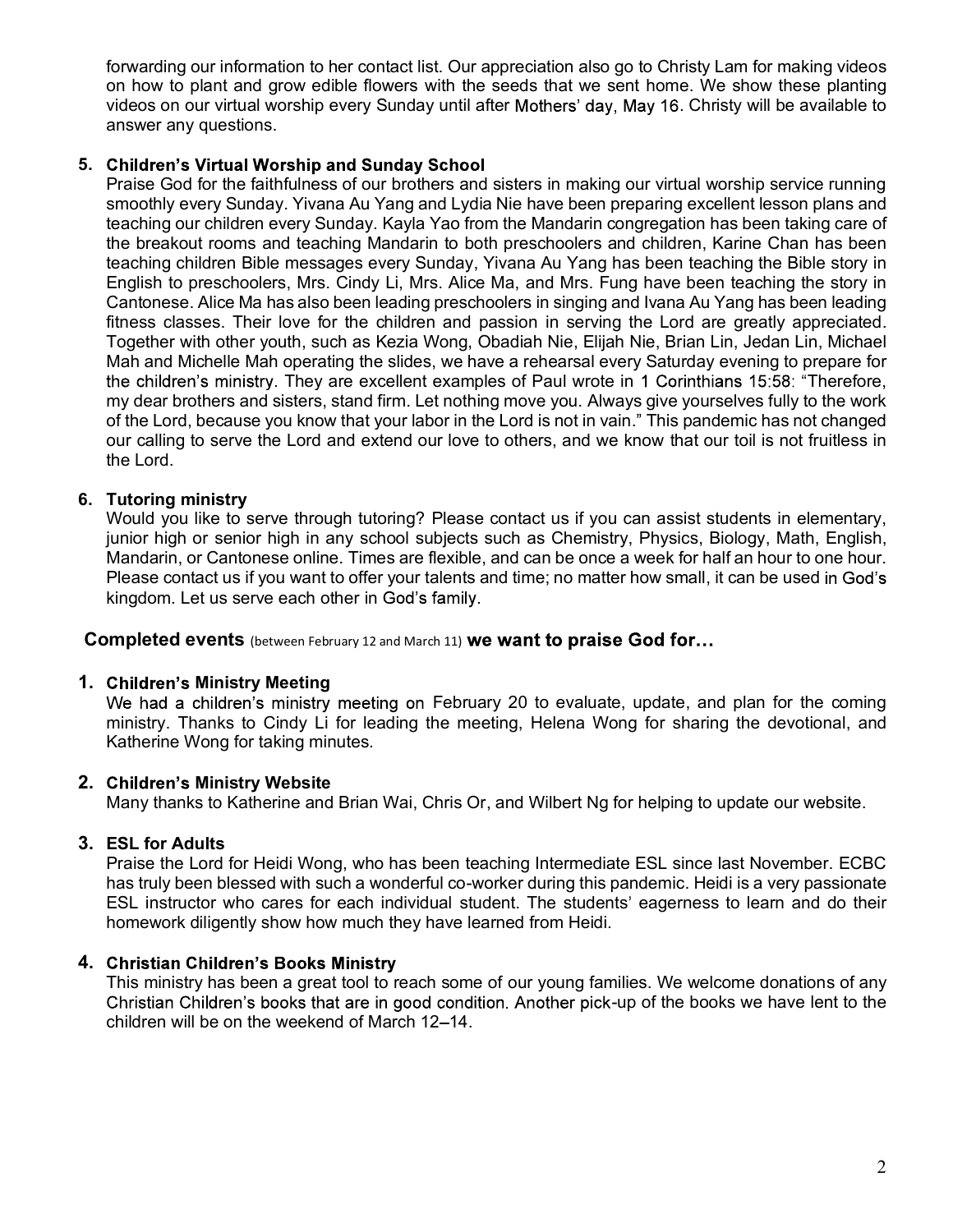forwarding our information to her contact list. Our appreciation also go to Christy Lam for making videos on how to plant and grow edible flowers with the seeds that we sent home. We show these planting videos on our virtual worship every Sunday until after Mothers' day, May 16. Christy will be available to answer any questions.

5. **Children's Virtual Worship and Sunday School**
   Praise God for the faithfulness of our brothers and sisters in making our virtual worship service running smoothly every Sunday. Yivana Au Yang and Lydia Nie have been preparing excellent lesson plans and teaching our children every Sunday. Kayla Yao from the Mandarin congregation has been taking care of the breakout rooms and teaching Mandarin to both preschoolers and children, Karine Chan has been teaching children Bible messages every Sunday, Yivana Au Yang has been teaching the Bible story in English to preschoolers, Mrs. Cindy Li, Mrs. Alice Ma, and Mrs. Fung have been teaching the story in Cantonese. Alice Ma has also been leading preschoolers in singing and Ivana Au Yang has been leading fitness classes. Their love for the children and passion in serving the Lord are greatly appreciated. Together with other youth, such as Kezia Wong, Obadiah Nie, Elijah Nie, Brian Lin, Jedan Lin, Michael Mah and Michelle Mah operating the slides, we have a rehearsal every Saturday evening to prepare for the children's ministry. They are excellent examples of Paul wrote in 1 Corinthians 15:58: "Therefore, my dear brothers and sisters, stand firm. Let nothing move you. Always give yourselves fully to the work of the Lord, because you know that your labor in the Lord is not in vain." This pandemic has not changed our calling to serve the Lord and extend our love to others, and we know that our toil is not fruitless in the Lord.

6. **Tutoring ministry**
   Would you like to serve through tutoring? Please contact us if you can assist students in elementary, junior high or senior high in any school subjects such as Chemistry, Physics, Biology, Math, English, Mandarin, or Cantonese online. Times are flexible, and can be once a week for half an hour to one hour. Please contact us if you want to offer your talents and time; no matter how small, it can be used in God's kingdom. Let us serve each other in God's family.

## Completed events (between February 12 and March 11) we want to praise God for…

1. **Children's Ministry Meeting**
   We had a children's ministry meeting on February 20 to evaluate, update, and plan for the coming ministry. Thanks to Cindy Li for leading the meeting, Helena Wong for sharing the devotional, and Katherine Wong for taking minutes.

2. **Children's Ministry Website**
   Many thanks to Katherine and Brian Wai, Chris Or, and Wilbert Ng for helping to update our website.

3. **ESL for Adults**
   Praise the Lord for Heidi Wong, who has been teaching Intermediate ESL since last November. ECBC has truly been blessed with such a wonderful co-worker during this pandemic. Heidi is a very passionate ESL instructor who cares for each individual student. The students' eagerness to learn and do their homework diligently show how much they have learned from Heidi.

4. **Christian Children's Books Ministry**
   This ministry has been a great tool to reach some of our young families. We welcome donations of any Christian Children's books that are in good condition. Another pick-up of the books we have lent to the children will be on the weekend of March 12–14.